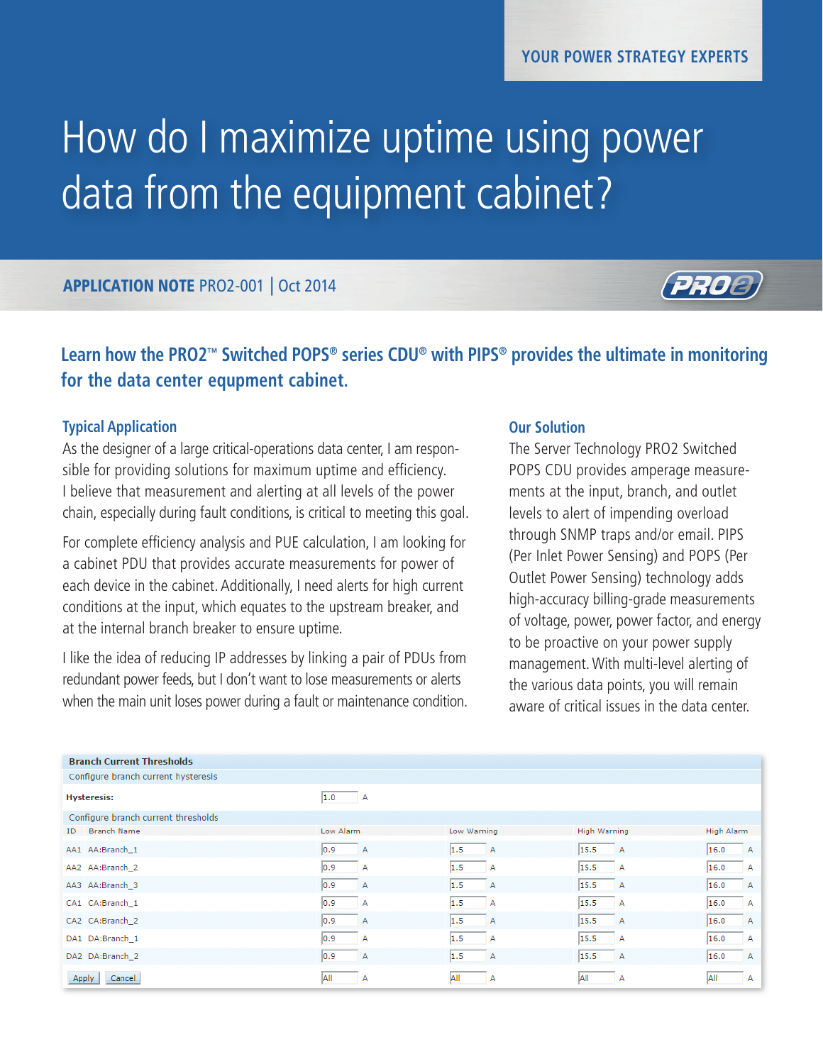YOUR POWER STRATEGY EXPERTS

# How do I maximize uptime using power data from the equipment cabinet?

**APPLICATION NOTE** PRO2-001 | Oct 2014

## Learn how the PRO2™ Switched POPS® series CDU® with PIPS® provides the ultimate in monitoring for the data center equipment cabinet.

### Typical Application

As the designer of a large critical-operations data center, I am responsible for providing solutions for maximum uptime and efficiency. I believe that measurement and alerting at all levels of the power chain, especially during fault conditions, is critical to meeting this goal.

For complete efficiency analysis and PUE calculation, I am looking for a cabinet PDU that provides accurate measurements for power of each device in the cabinet. Additionally, I need alerts for high current conditions at the input, which equates to the upstream breaker, and at the internal branch breaker to ensure uptime.

I like the idea of reducing IP addresses by linking a pair of PDUs from redundant power feeds, but I don't want to lose measurements or alerts when the main unit loses power during a fault or maintenance condition.

### Our Solution

The Server Technology PRO2 Switched POPS CDU provides amperage measurements at the input, branch, and outlet levels to alert of impending overload through SNMP traps and/or email. PIPS (Per Inlet Power Sensing) and POPS (Per Outlet Power Sensing) technology adds high-accuracy billing-grade measurements of voltage, power, power factor, and energy to be proactive on your power supply management. With multi-level alerting of the various data points, you will remain aware of critical issues in the data center.

**Branch Current Thresholds**

Configure branch current hysteresis

**Hysteresis:** 1.0 A

Configure branch current thresholds

| ID | Branch Name | Low Alarm | Low Warning | High Warning | High Alarm |
|---|---|---|---|---|---|
| AA1 | AA:Branch_1 | 0.9 A | 1.5 A | 15.5 A | 16.0 A |
| AA2 | AA:Branch_2 | 0.9 A | 1.5 A | 15.5 A | 16.0 A |
| AA3 | AA:Branch_3 | 0.9 A | 1.5 A | 15.5 A | 16.0 A |
| CA1 | CA:Branch_1 | 0.9 A | 1.5 A | 15.5 A | 16.0 A |
| CA2 | CA:Branch_2 | 0.9 A | 1.5 A | 15.5 A | 16.0 A |
| DA1 | DA:Branch_1 | 0.9 A | 1.5 A | 15.5 A | 16.0 A |
| DA2 | DA:Branch_2 | 0.9 A | 1.5 A | 15.5 A | 16.0 A |
| Apply | Cancel | All A | All A | All A | All A |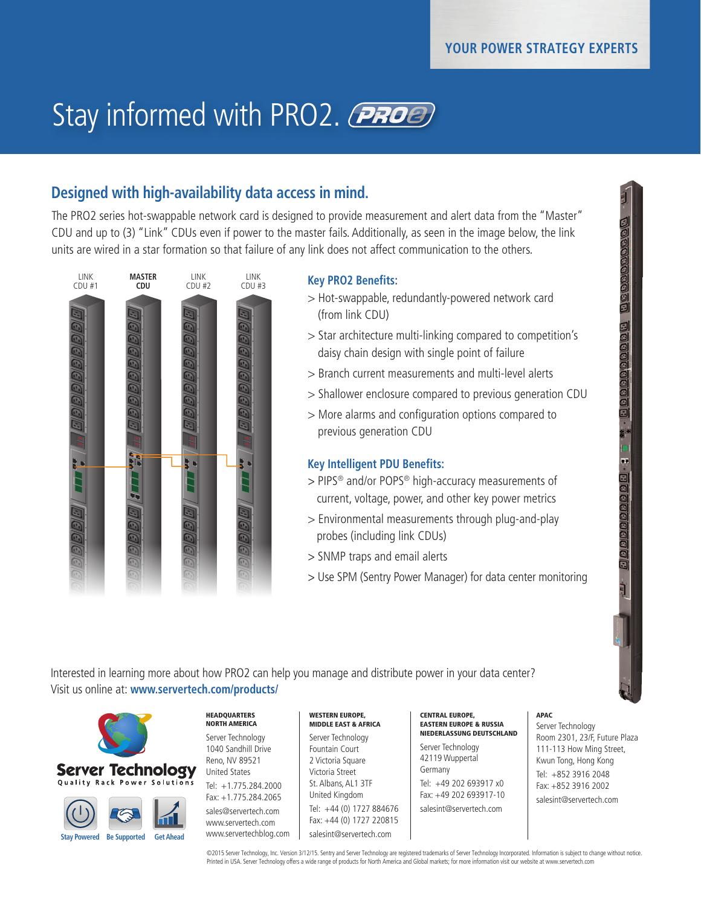YOUR POWER STRATEGY EXPERTS

# Stay informed with PRO2.

## Designed with high-availability data access in mind.

The PRO2 series hot-swappable network card is designed to provide measurement and alert data from the "Master" CDU and up to (3) "Link" CDUs even if power to the master fails. Additionally, as seen in the image below, the link units are wired in a star formation so that failure of any link does not affect communication to the others.

LINK CDU #1
MASTER CDU
LINK CDU #2
LINK CDU #3

### Key PRO2 Benefits:

> Hot-swappable, redundantly-powered network card (from link CDU)

> Star architecture multi-linking compared to competition's daisy chain design with single point of failure

> Branch current measurements and multi-level alerts

> Shallower enclosure compared to previous generation CDU

> More alarms and configuration options compared to previous generation CDU

### Key Intelligent PDU Benefits:

> PIPS® and/or POPS® high-accuracy measurements of current, voltage, power, and other key power metrics

> Environmental measurements through plug-and-play probes (including link CDUs)

> SNMP traps and email alerts

> Use SPM (Sentry Power Manager) for data center monitoring

Interested in learning more about how PRO2 can help you manage and distribute power in your data center?
Visit us online at: **www.servertech.com/products/**

Server Technology
Quality Rack Power Solutions

Stay Powered · Be Supported · Get Ahead

**HEADQUARTERS NORTH AMERICA**
Server Technology
1040 Sandhill Drive
Reno, NV 89521
United States
Tel: +1.775.284.2000
Fax: +1.775.284.2065
sales@servertech.com
www.servertech.com
www.servertechblog.com

**WESTERN EUROPE, MIDDLE EAST & AFRICA**
Server Technology
Fountain Court
2 Victoria Square
Victoria Street
St. Albans, AL1 3TF
United Kingdom
Tel: +44 (0) 1727 884676
Fax: +44 (0) 1727 220815
salesint@servertech.com

**CENTRAL EUROPE, EASTERN EUROPE & RUSSIA NIEDERLASSUNG DEUTSCHLAND**
Server Technology
42119 Wuppertal
Germany
Tel: +49 202 693917 x0
Fax: +49 202 693917-10
salesint@servertech.com

**APAC**
Server Technology
Room 2301, 23/F, Future Plaza
111-113 How Ming Street,
Kwun Tong, Hong Kong
Tel: +852 3916 2048
Fax: +852 3916 2002
salesint@servertech.com

©2015 Server Technology, Inc. Version 3/12/15. Sentry and Server Technology are registered trademarks of Server Technology Incorporated. Information is subject to change without notice. Printed in USA. Server Technology offers a wide range of products for North America and Global markets; for more information visit our website at www.servertech.com